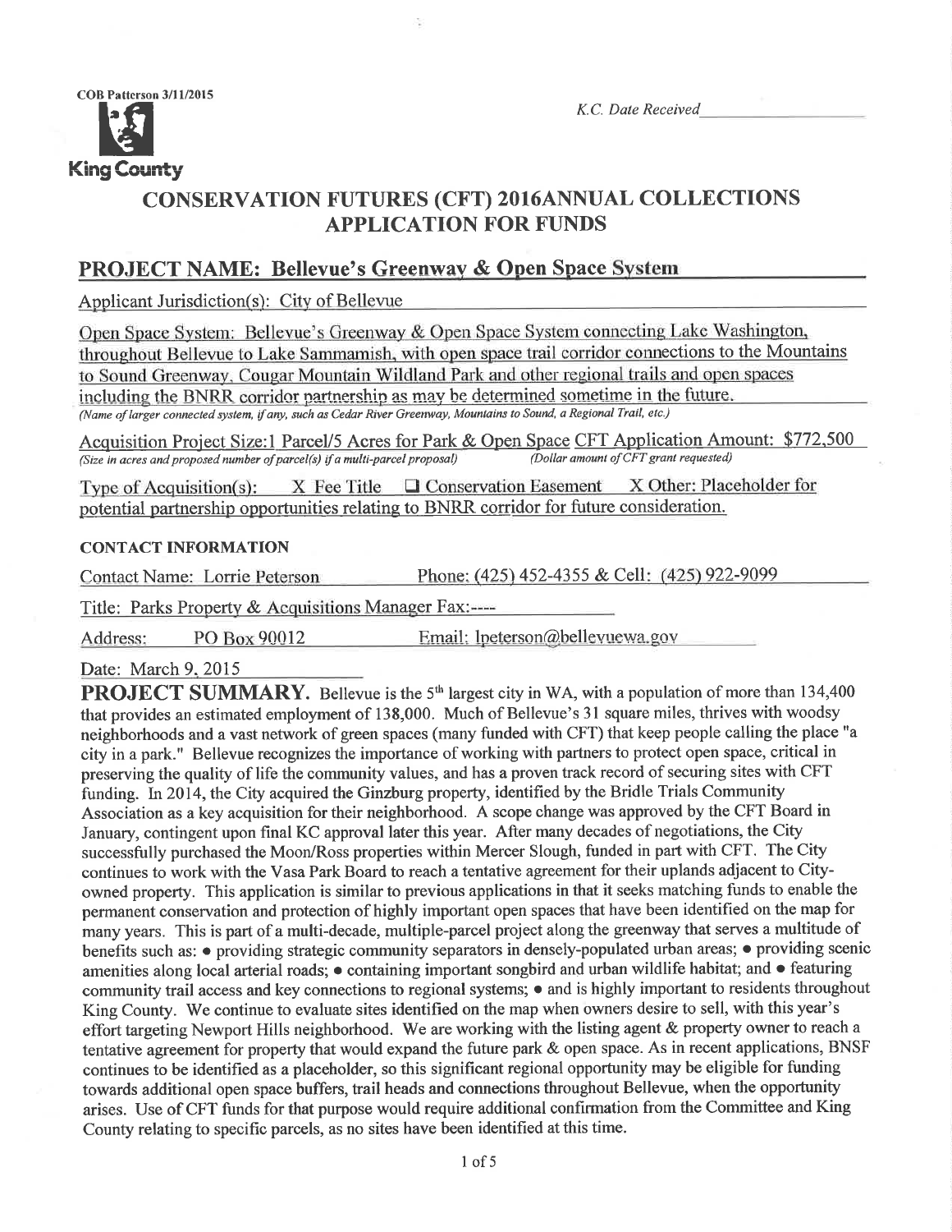COB Patterson 3/11/2015

King County

*K.C. Date Received*\_\_\_\_\_\_\_\_\_\_\_\_\_\_\_\_\_\_

# CONSERVATION FUTURES (CFT) 2016ANNUAL COLLECTIONS APPLICATION FOR FUNDS

## PROJECT NAME: Bellevue's Greenway & Open Space System

Applicant Jurisdiction(s): City of Bellevue

Open Space System: Bellevue's Greenway & Open Space System connecting Lake Washington, throughout Bellevue to Lake Sammamish, with open space trail corridor connections to the Mountains to Sound Greenway, Cougar Mountain Wildland Park and other regional trails and open spaces including the BNRR corridor partnership as may be determined sometime in the future.

*(Name of larger connected system, if any, such as Cedar River Greenway, Mountains to Sound, a Regional Trail, etc.)*

Acquisition Project Size:1 Parcel/5 Acres for Park & Open Space CFT Application Amount: $772,500

*(Size in acres and proposed number of parcel(s) if a multi-parcel proposal)* *(Dollar amount of CFT grant requested)*

Type of Acquisition(s): X Fee Title ☐ Conservation Easement X Other: Placeholder for potential partnership opportunities relating to BNRR corridor for future consideration.

**CONTACT INFORMATION**

Contact Name: Lorrie Peterson Phone: (425) 452-4355 & Cell: (425) 922-9099

Title: Parks Property & Acquisitions Manager Fax:----

Address: PO Box 90012 Email: lpeterson@bellevuewa.gov

Date: March 9, 2015

**PROJECT SUMMARY.** Bellevue is the 5th largest city in WA, with a population of more than 134,400 that provides an estimated employment of 138,000. Much of Bellevue's 31 square miles, thrives with woodsy neighborhoods and a vast network of green spaces (many funded with CFT) that keep people calling the place "a city in a park." Bellevue recognizes the importance of working with partners to protect open space, critical in preserving the quality of life the community values, and has a proven track record of securing sites with CFT funding. In 2014, the City acquired the Ginzburg property, identified by the Bridle Trials Community Association as a key acquisition for their neighborhood. A scope change was approved by the CFT Board in January, contingent upon final KC approval later this year. After many decades of negotiations, the City successfully purchased the Moon/Ross properties within Mercer Slough, funded in part with CFT. The City continues to work with the Vasa Park Board to reach a tentative agreement for their uplands adjacent to City-owned property. This application is similar to previous applications in that it seeks matching funds to enable the permanent conservation and protection of highly important open spaces that have been identified on the map for many years. This is part of a multi-decade, multiple-parcel project along the greenway that serves a multitude of benefits such as: • providing strategic community separators in densely-populated urban areas; • providing scenic amenities along local arterial roads; • containing important songbird and urban wildlife habitat; and • featuring community trail access and key connections to regional systems; • and is highly important to residents throughout King County. We continue to evaluate sites identified on the map when owners desire to sell, with this year's effort targeting Newport Hills neighborhood. We are working with the listing agent & property owner to reach a tentative agreement for property that would expand the future park & open space. As in recent applications, BNSF continues to be identified as a placeholder, so this significant regional opportunity may be eligible for funding towards additional open space buffers, trail heads and connections throughout Bellevue, when the opportunity arises. Use of CFT funds for that purpose would require additional confirmation from the Committee and King County relating to specific parcels, as no sites have been identified at this time.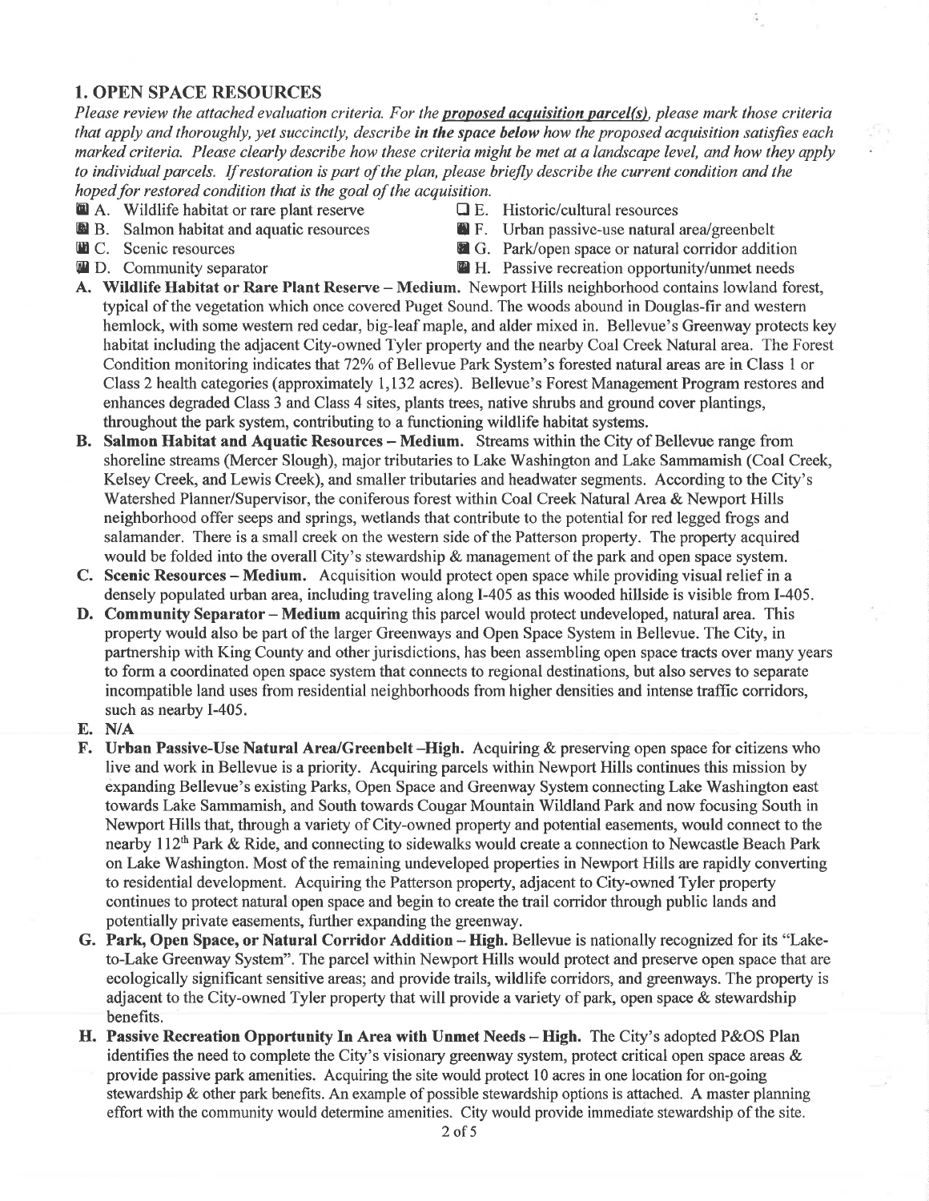## 1. OPEN SPACE RESOURCES

*Please review the attached evaluation criteria. For the **proposed acquisition parcel(s)**, please mark those criteria that apply and thoroughly, yet succinctly, describe **in the space below** how the proposed acquisition satisfies each marked criteria. Please clearly describe how these criteria might be met at a landscape level, and how they apply to individual parcels. If restoration is part of the plan, please briefly describe the current condition and the hoped for restored condition that is the goal of the acquisition.*

- [x] A. Wildlife habitat or rare plant reserve
- [x] B. Salmon habitat and aquatic resources
- [x] C. Scenic resources
- [x] D. Community separator
- [ ] E. Historic/cultural resources
- [x] F. Urban passive-use natural area/greenbelt
- [x] G. Park/open space or natural corridor addition
- [x] H. Passive recreation opportunity/unmet needs

**A. Wildlife Habitat or Rare Plant Reserve – Medium.** Newport Hills neighborhood contains lowland forest, typical of the vegetation which once covered Puget Sound. The woods abound in Douglas-fir and western hemlock, with some western red cedar, big-leaf maple, and alder mixed in. Bellevue's Greenway protects key habitat including the adjacent City-owned Tyler property and the nearby Coal Creek Natural area. The Forest Condition monitoring indicates that 72% of Bellevue Park System's forested natural areas are in Class 1 or Class 2 health categories (approximately 1,132 acres). Bellevue's Forest Management Program restores and enhances degraded Class 3 and Class 4 sites, plants trees, native shrubs and ground cover plantings, throughout the park system, contributing to a functioning wildlife habitat systems.

**B. Salmon Habitat and Aquatic Resources – Medium.** Streams within the City of Bellevue range from shoreline streams (Mercer Slough), major tributaries to Lake Washington and Lake Sammamish (Coal Creek, Kelsey Creek, and Lewis Creek), and smaller tributaries and headwater segments. According to the City's Watershed Planner/Supervisor, the coniferous forest within Coal Creek Natural Area & Newport Hills neighborhood offer seeps and springs, wetlands that contribute to the potential for red legged frogs and salamander. There is a small creek on the western side of the Patterson property. The property acquired would be folded into the overall City's stewardship & management of the park and open space system.

**C. Scenic Resources – Medium.** Acquisition would protect open space while providing visual relief in a densely populated urban area, including traveling along I-405 as this wooded hillside is visible from I-405.

**D. Community Separator – Medium** acquiring this parcel would protect undeveloped, natural area. This property would also be part of the larger Greenways and Open Space System in Bellevue. The City, in partnership with King County and other jurisdictions, has been assembling open space tracts over many years to form a coordinated open space system that connects to regional destinations, but also serves to separate incompatible land uses from residential neighborhoods from higher densities and intense traffic corridors, such as nearby I-405.

**E. N/A**

**F. Urban Passive-Use Natural Area/Greenbelt –High.** Acquiring & preserving open space for citizens who live and work in Bellevue is a priority. Acquiring parcels within Newport Hills continues this mission by expanding Bellevue's existing Parks, Open Space and Greenway System connecting Lake Washington east towards Lake Sammamish, and South towards Cougar Mountain Wildland Park and now focusing South in Newport Hills that, through a variety of City-owned property and potential easements, would connect to the nearby 112th Park & Ride, and connecting to sidewalks would create a connection to Newcastle Beach Park on Lake Washington. Most of the remaining undeveloped properties in Newport Hills are rapidly converting to residential development. Acquiring the Patterson property, adjacent to City-owned Tyler property continues to protect natural open space and begin to create the trail corridor through public lands and potentially private easements, further expanding the greenway.

**G. Park, Open Space, or Natural Corridor Addition – High.** Bellevue is nationally recognized for its "Lake-to-Lake Greenway System". The parcel within Newport Hills would protect and preserve open space that are ecologically significant sensitive areas; and provide trails, wildlife corridors, and greenways. The property is adjacent to the City-owned Tyler property that will provide a variety of park, open space & stewardship benefits.

**H. Passive Recreation Opportunity In Area with Unmet Needs – High.** The City's adopted P&OS Plan identifies the need to complete the City's visionary greenway system, protect critical open space areas & provide passive park amenities. Acquiring the site would protect 10 acres in one location for on-going stewardship & other park benefits. An example of possible stewardship options is attached. A master planning effort with the community would determine amenities. City would provide immediate stewardship of the site.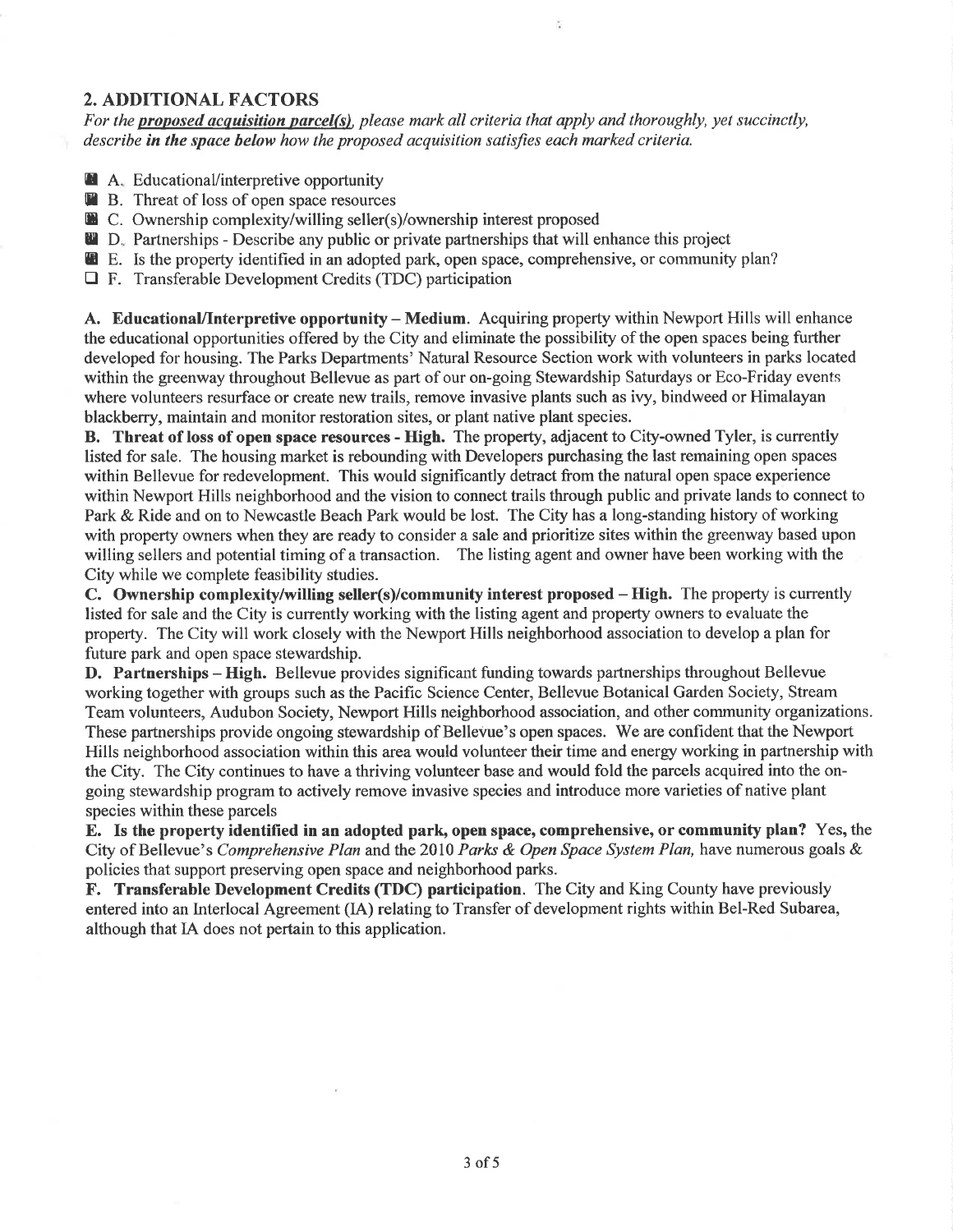## 2. ADDITIONAL FACTORS

*For the* ***proposed acquisition parcel(s)****, please mark all criteria that apply and thoroughly, yet succinctly, describe* ***in the space below*** *how the proposed acquisition satisfies each marked criteria.*

- ☒ A. Educational/interpretive opportunity
- ☒ B. Threat of loss of open space resources
- ☒ C. Ownership complexity/willing seller(s)/ownership interest proposed
- ☒ D. Partnerships - Describe any public or private partnerships that will enhance this project
- ☒ E. Is the property identified in an adopted park, open space, comprehensive, or community plan?
- ☐ F. Transferable Development Credits (TDC) participation

**A. Educational/Interpretive opportunity – Medium.** Acquiring property within Newport Hills will enhance the educational opportunities offered by the City and eliminate the possibility of the open spaces being further developed for housing. The Parks Departments' Natural Resource Section work with volunteers in parks located within the greenway throughout Bellevue as part of our on-going Stewardship Saturdays or Eco-Friday events where volunteers resurface or create new trails, remove invasive plants such as ivy, bindweed or Himalayan blackberry, maintain and monitor restoration sites, or plant native plant species.

**B. Threat of loss of open space resources - High.** The property, adjacent to City-owned Tyler, is currently listed for sale. The housing market is rebounding with Developers purchasing the last remaining open spaces within Bellevue for redevelopment. This would significantly detract from the natural open space experience within Newport Hills neighborhood and the vision to connect trails through public and private lands to connect to Park & Ride and on to Newcastle Beach Park would be lost. The City has a long-standing history of working with property owners when they are ready to consider a sale and prioritize sites within the greenway based upon willing sellers and potential timing of a transaction. The listing agent and owner have been working with the City while we complete feasibility studies.

**C. Ownership complexity/willing seller(s)/community interest proposed – High.** The property is currently listed for sale and the City is currently working with the listing agent and property owners to evaluate the property. The City will work closely with the Newport Hills neighborhood association to develop a plan for future park and open space stewardship.

**D. Partnerships – High.** Bellevue provides significant funding towards partnerships throughout Bellevue working together with groups such as the Pacific Science Center, Bellevue Botanical Garden Society, Stream Team volunteers, Audubon Society, Newport Hills neighborhood association, and other community organizations. These partnerships provide ongoing stewardship of Bellevue's open spaces. We are confident that the Newport Hills neighborhood association within this area would volunteer their time and energy working in partnership with the City. The City continues to have a thriving volunteer base and would fold the parcels acquired into the on-going stewardship program to actively remove invasive species and introduce more varieties of native plant species within these parcels

**E. Is the property identified in an adopted park, open space, comprehensive, or community plan?** Yes, the City of Bellevue's *Comprehensive Plan* and the 2010 *Parks & Open Space System Plan,* have numerous goals & policies that support preserving open space and neighborhood parks.

**F. Transferable Development Credits (TDC) participation.** The City and King County have previously entered into an Interlocal Agreement (IA) relating to Transfer of development rights within Bel-Red Subarea, although that IA does not pertain to this application.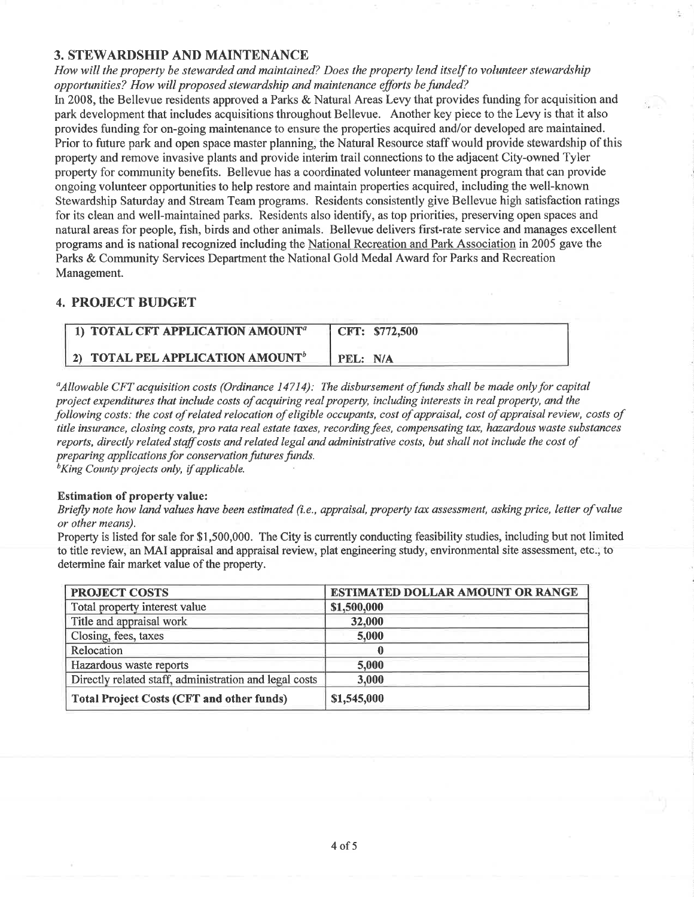## 3. STEWARDSHIP AND MAINTENANCE

*How will the property be stewarded and maintained? Does the property lend itself to volunteer stewardship opportunities? How will proposed stewardship and maintenance efforts be funded?*

In 2008, the Bellevue residents approved a Parks & Natural Areas Levy that provides funding for acquisition and park development that includes acquisitions throughout Bellevue. Another key piece to the Levy is that it also provides funding for on-going maintenance to ensure the properties acquired and/or developed are maintained. Prior to future park and open space master planning, the Natural Resource staff would provide stewardship of this property and remove invasive plants and provide interim trail connections to the adjacent City-owned Tyler property for community benefits. Bellevue has a coordinated volunteer management program that can provide ongoing volunteer opportunities to help restore and maintain properties acquired, including the well-known Stewardship Saturday and Stream Team programs. Residents consistently give Bellevue high satisfaction ratings for its clean and well-maintained parks. Residents also identify, as top priorities, preserving open spaces and natural areas for people, fish, birds and other animals. Bellevue delivers first-rate service and manages excellent programs and is national recognized including the National Recreation and Park Association in 2005 gave the Parks & Community Services Department the National Gold Medal Award for Parks and Recreation Management.

## 4. PROJECT BUDGET

| 1) TOTAL CFT APPLICATION AMOUNT[a] | CFT: $772,500 |
|---|---|
| 2) TOTAL PEL APPLICATION AMOUNT[b] | PEL: N/A |

*[a]Allowable CFT acquisition costs (Ordinance 14714): The disbursement of funds shall be made only for capital project expenditures that include costs of acquiring real property, including interests in real property, and the following costs: the cost of related relocation of eligible occupants, cost of appraisal, cost of appraisal review, costs of title insurance, closing costs, pro rata real estate taxes, recording fees, compensating tax, hazardous waste substances reports, directly related staff costs and related legal and administrative costs, but shall not include the cost of preparing applications for conservation futures funds.*
*[b]King County projects only, if applicable.*

**Estimation of property value:**

*Briefly note how land values have been estimated (i.e., appraisal, property tax assessment, asking price, letter of value or other means).*

Property is listed for sale for $1,500,000. The City is currently conducting feasibility studies, including but not limited to title review, an MAI appraisal and appraisal review, plat engineering study, environmental site assessment, etc., to determine fair market value of the property.

| PROJECT COSTS | ESTIMATED DOLLAR AMOUNT OR RANGE |
|---|---|
| Total property interest value | $1,500,000 |
| Title and appraisal work | 32,000 |
| Closing, fees, taxes | 5,000 |
| Relocation | 0 |
| Hazardous waste reports | 5,000 |
| Directly related staff, administration and legal costs | 3,000 |
| **Total Project Costs (CFT and other funds)** | $1,545,000 |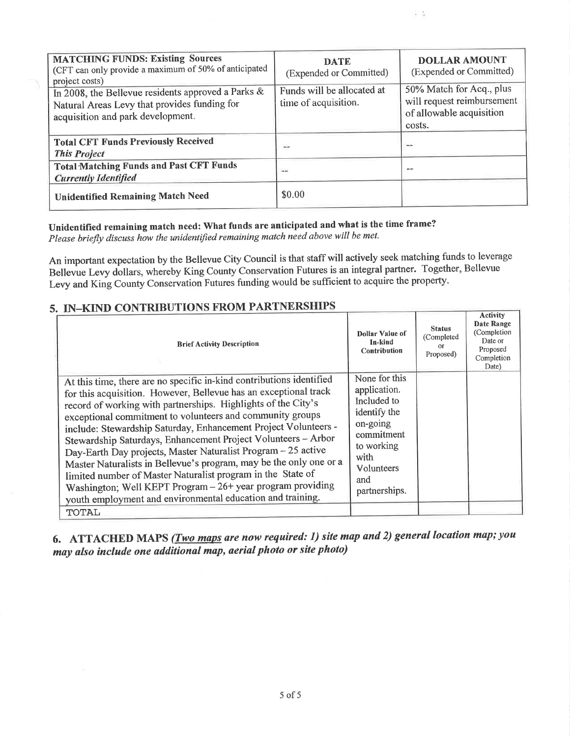| **MATCHING FUNDS: Existing Sources** (CFT can only provide a maximum of 50% of anticipated project costs) | **DATE** (Expended or Committed) | **DOLLAR AMOUNT** (Expended or Committed) |
|---|---|---|
| In 2008, the Bellevue residents approved a Parks & Natural Areas Levy that provides funding for acquisition and park development. | Funds will be allocated at time of acquisition. | 50% Match for Acq., plus will request reimbursement of allowable acquisition costs. |
| **Total CFT Funds Previously Received** ***This Project*** | -- | -- |
| **Total Matching Funds and Past CFT Funds** ***Currently Identified*** | -- | -- |
| **Unidentified Remaining Match Need** | $0.00 | |

**Unidentified remaining match need: What funds are anticipated and what is the time frame?**
*Please briefly discuss how the unidentified remaining match need above will be met.*

An important expectation by the Bellevue City Council is that staff will actively seek matching funds to leverage Bellevue Levy dollars, whereby King County Conservation Futures is an integral partner. Together, Bellevue Levy and King County Conservation Futures funding would be sufficient to acquire the property.

## 5. IN–KIND CONTRIBUTIONS FROM PARTNERSHIPS

| Brief Activity Description | Dollar Value of In-kind Contribution | Status (Completed or Proposed) | Activity Date Range (Completion Date or Proposed Completion Date) |
|---|---|---|---|
| At this time, there are no specific in-kind contributions identified for this acquisition. However, Bellevue has an exceptional track record of working with partnerships. Highlights of the City's exceptional commitment to volunteers and community groups include: Stewardship Saturday, Enhancement Project Volunteers - Stewardship Saturdays, Enhancement Project Volunteers – Arbor Day-Earth Day projects, Master Naturalist Program – 25 active Master Naturalists in Bellevue's program, may be the only one or a limited number of Master Naturalist program in the State of Washington; Well KEPT Program – 26+ year program providing youth employment and environmental education and training. | None for this application. Included to identify the on-going commitment to working with Volunteers and partnerships. | | |
| TOTAL | | | |

## 6. ATTACHED MAPS *(Two maps are now required: 1) site map and 2) general location map; you may also include one additional map, aerial photo or site photo)*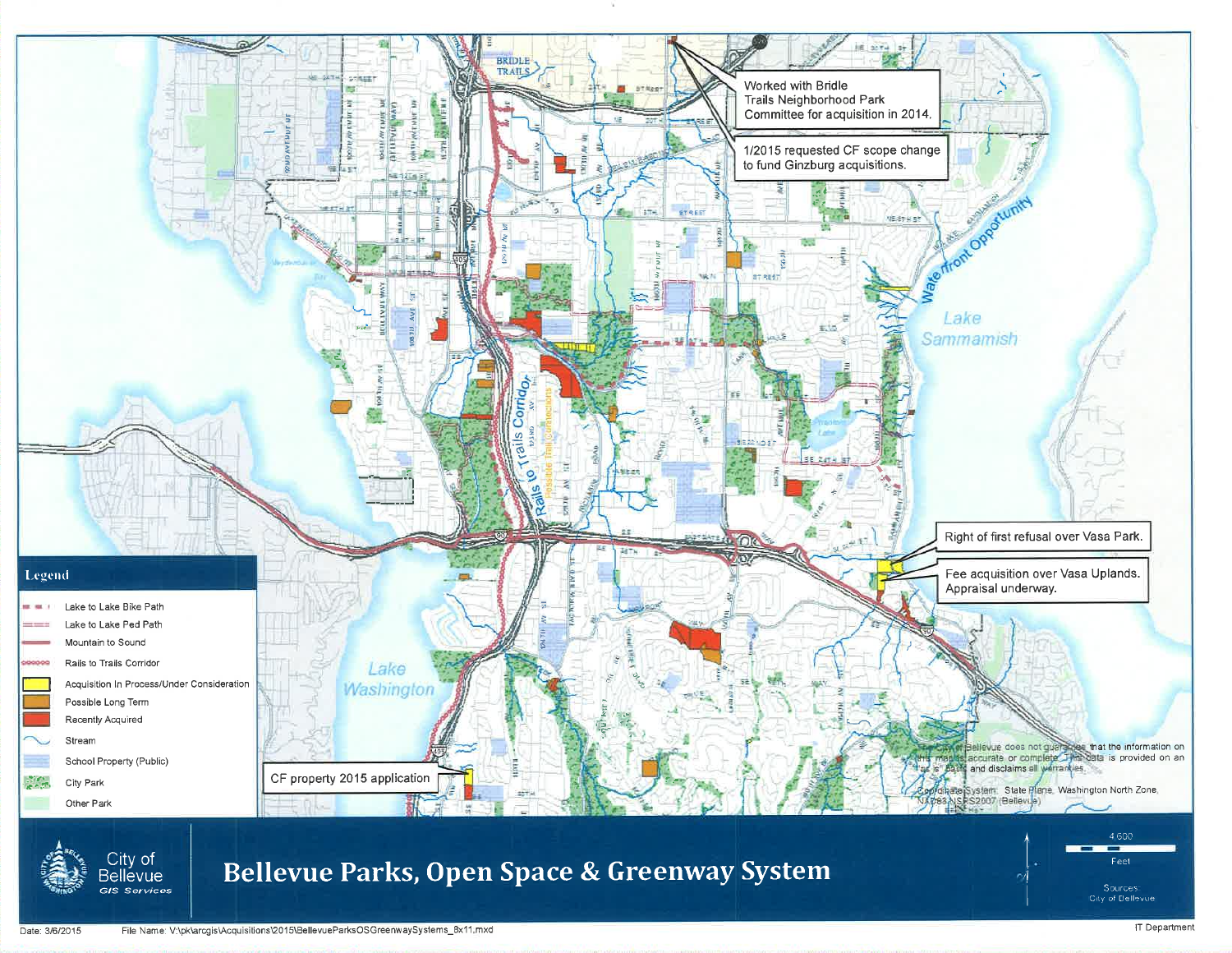# Bellevue Parks, Open Space & Greenway System

City of Bellevue GIS Services

Worked with Bridle Trails Neighborhood Park Committee for acquisition in 2014.

1/2015 requested CF scope change to fund Ginzburg acquisitions.

Right of first refusal over Vasa Park.

Fee acquisition over Vasa Uplands. Appraisal underway.

CF property 2015 application

Waterfront Opportunity

Rails to Trails Corridor

Possible Trail Connections

Lake Washington

Lake Sammamish

## Legend

- Lake to Lake Bike Path
- Lake to Lake Ped Path
- Mountain to Sound
- Rails to Trails Corridor
- Acquisition In Process/Under Consideration
- Possible Long Term
- Recently Acquired
- Stream
- School Property (Public)
- City Park
- Other Park

The City of Bellevue does not guarantee that the information on this map is accurate or complete. This data is provided on an "as is" basis and disclaims all warranties.

Coordinate System: State Plane, Washington North Zone, NAD83 NSRS2007 (Bellevue)

4,600 Feet

Sources: City of Bellevue

Date: 3/6/2015

File Name: V:\pk\arcgis\Acquisitions\2015\BellevueParksOSGreenwaySystems_8x11.mxd

IT Department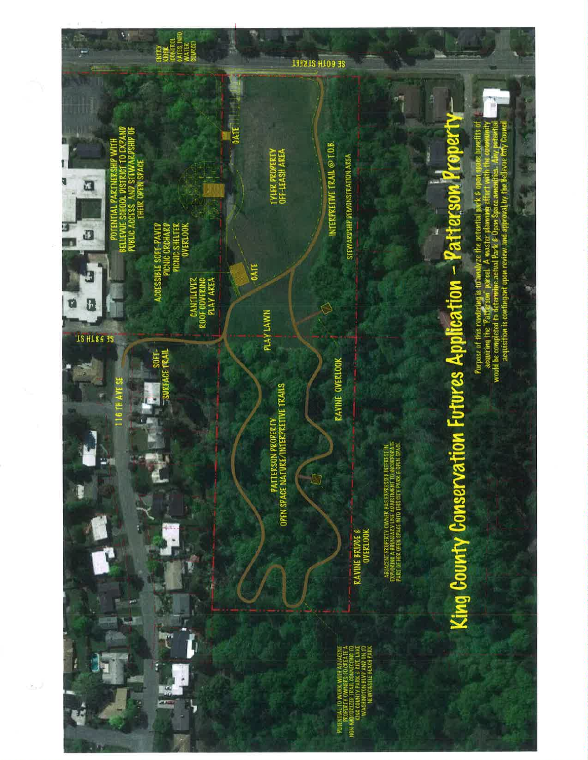# King County Conservation Futures Application – Patterson Property

Purpose of this rendering is to analyze the potential park & open space benefits of acquiring the "Patterson" parcel. A master planning effort with the community would be completed to determine actual Park & Open Space amenities. Any potential acquisition is contingent upon review and approval by the Bellevue City Council.

ENTRY KIOSK (CONTROL GATES, INFO, WATER SOURCE)

SE 60TH STREET

SE 58TH ST

116 TH AVE SE

POTENTIAL PARTNERSHIP WITH BELLEVUE SCHOOL DISTRICT TO EXPAND PUBLIC ACCESS AND STEWARDSHIP OF THEIR OPEN SPACE

ACCESSIBLE SOFT-PAVED PICNIC ORCHARD PICNIC SHELTER OVERLOOK

CANTILEVER ROOF COVERING PLAY AREA

GATE

GATE

TYLER PROPERTY OFF-LEASH AREA

INTERPRETIVE TRAIL @ T.O.B.

STEWARDSHIP DEMONSTRATION AREA

SOFT-SURFACE TRAIL

PLAY LAWN

PATTERSON PROPERTY OPEN SPACE NATURE/INTERPRETIVE TRAILS

RAVINE OVERLOOK

RAVINE BRIDGE & OVERLOOK

ADJACENT PROPERTY OWNER HAS EXPRESSED INTEREST IN EXPLORING A BOUNDARY LINE ADJUSTMENT TO INCORPORATE PART OF HER OPEN SPACE INTO THIS CITY PARK & OPEN SPACE

POTENTIAL TO WORK WITH ADJACENT PROPERTY OWNERS TO CREATE A NON-MOTORIZED TRAIL CONNECTING TO KING COUNTY PARK & PIPE LAKE WASHINGTON BLVD AND ON TO NEWCASTLE BEACH PARK